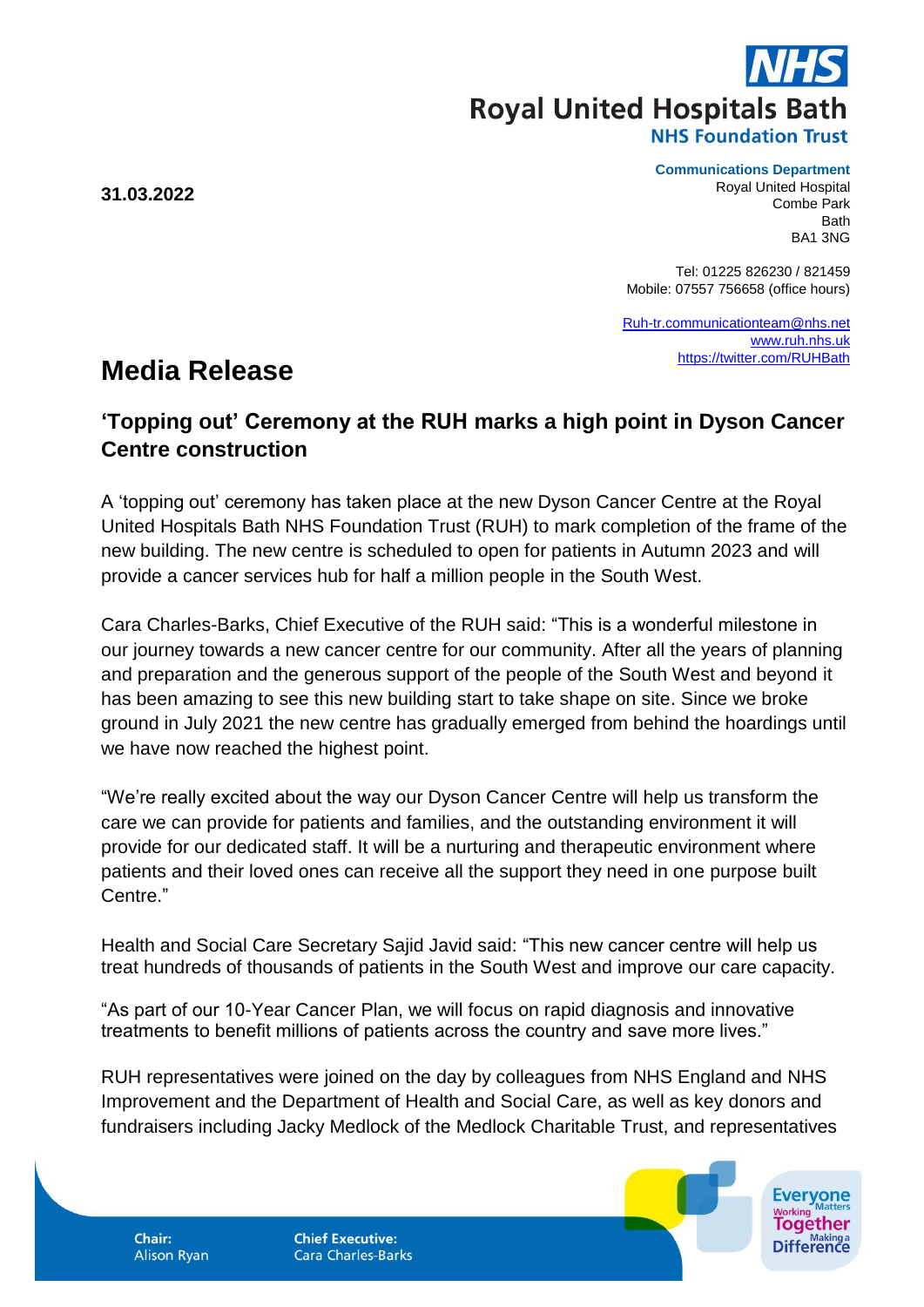**NHS**
**Royal United Hospitals Bath**
**NHS Foundation Trust**

**31.03.2022**

**Communications Department**
Royal United Hospital
Combe Park
Bath
BA1 3NG

Tel: 01225 826230 / 821459
Mobile: 07557 756658 (office hours)

Ruh-tr.communicationteam@nhs.net
www.ruh.nhs.uk
https://twitter.com/RUHBath

# Media Release

## 'Topping out' Ceremony at the RUH marks a high point in Dyson Cancer Centre construction

A 'topping out' ceremony has taken place at the new Dyson Cancer Centre at the Royal United Hospitals Bath NHS Foundation Trust (RUH) to mark completion of the frame of the new building. The new centre is scheduled to open for patients in Autumn 2023 and will provide a cancer services hub for half a million people in the South West.

Cara Charles-Barks, Chief Executive of the RUH said: "This is a wonderful milestone in our journey towards a new cancer centre for our community. After all the years of planning and preparation and the generous support of the people of the South West and beyond it has been amazing to see this new building start to take shape on site. Since we broke ground in July 2021 the new centre has gradually emerged from behind the hoardings until we have now reached the highest point.

"We're really excited about the way our Dyson Cancer Centre will help us transform the care we can provide for patients and families, and the outstanding environment it will provide for our dedicated staff. It will be a nurturing and therapeutic environment where patients and their loved ones can receive all the support they need in one purpose built Centre."

Health and Social Care Secretary Sajid Javid said: "This new cancer centre will help us treat hundreds of thousands of patients in the South West and improve our care capacity.

"As part of our 10-Year Cancer Plan, we will focus on rapid diagnosis and innovative treatments to benefit millions of patients across the country and save more lives."

RUH representatives were joined on the day by colleagues from NHS England and NHS Improvement and the Department of Health and Social Care, as well as key donors and fundraisers including Jacky Medlock of the Medlock Charitable Trust, and representatives

**Chair:** Alison Ryan

**Chief Executive:** Cara Charles-Barks

Everyone Matters Working Together Making a Difference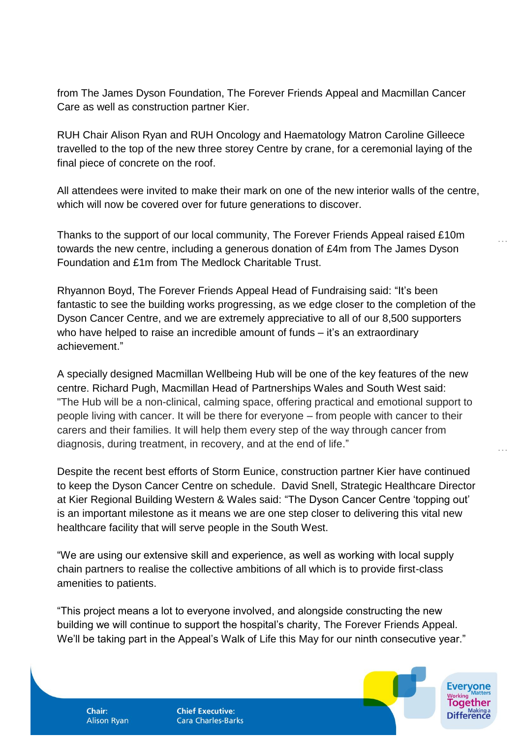from The James Dyson Foundation, The Forever Friends Appeal and Macmillan Cancer Care as well as construction partner Kier.

RUH Chair Alison Ryan and RUH Oncology and Haematology Matron Caroline Gilleece travelled to the top of the new three storey Centre by crane, for a ceremonial laying of the final piece of concrete on the roof.

All attendees were invited to make their mark on one of the new interior walls of the centre, which will now be covered over for future generations to discover.

Thanks to the support of our local community, The Forever Friends Appeal raised £10m towards the new centre, including a generous donation of £4m from The James Dyson Foundation and £1m from The Medlock Charitable Trust.

Rhyannon Boyd, The Forever Friends Appeal Head of Fundraising said: "It's been fantastic to see the building works progressing, as we edge closer to the completion of the Dyson Cancer Centre, and we are extremely appreciative to all of our 8,500 supporters who have helped to raise an incredible amount of funds – it's an extraordinary achievement."

A specially designed Macmillan Wellbeing Hub will be one of the key features of the new centre. Richard Pugh, Macmillan Head of Partnerships Wales and South West said: "The Hub will be a non-clinical, calming space, offering practical and emotional support to people living with cancer. It will be there for everyone – from people with cancer to their carers and their families. It will help them every step of the way through cancer from diagnosis, during treatment, in recovery, and at the end of life."

Despite the recent best efforts of Storm Eunice, construction partner Kier have continued to keep the Dyson Cancer Centre on schedule. David Snell, Strategic Healthcare Director at Kier Regional Building Western & Wales said: "The Dyson Cancer Centre 'topping out' is an important milestone as it means we are one step closer to delivering this vital new healthcare facility that will serve people in the South West.

"We are using our extensive skill and experience, as well as working with local supply chain partners to realise the collective ambitions of all which is to provide first-class amenities to patients.

"This project means a lot to everyone involved, and alongside constructing the new building we will continue to support the hospital's charity, The Forever Friends Appeal. We'll be taking part in the Appeal's Walk of Life this May for our ninth consecutive year."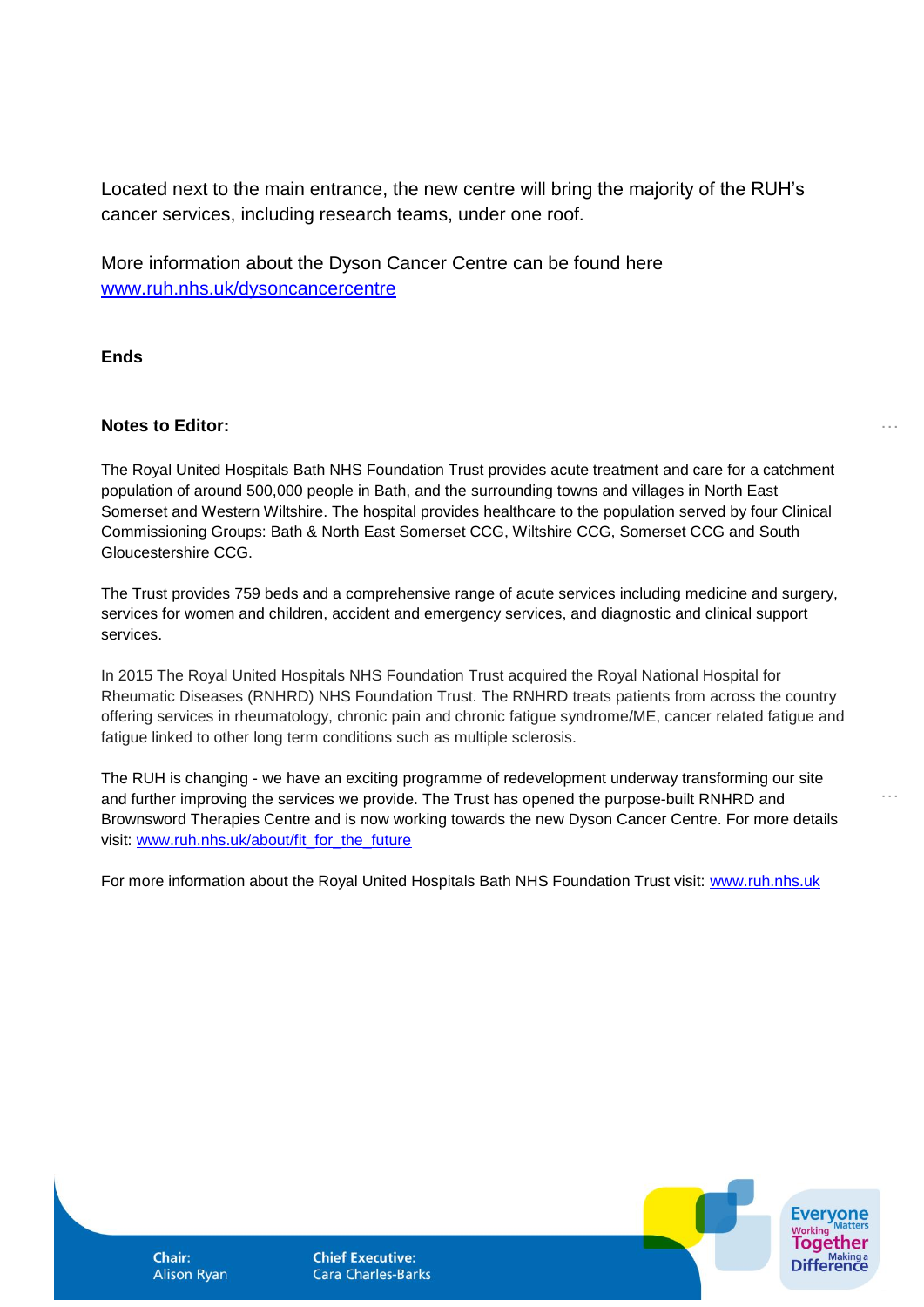Located next to the main entrance, the new centre will bring the majority of the RUH's cancer services, including research teams, under one roof.

More information about the Dyson Cancer Centre can be found here [www.ruh.nhs.uk/dysoncancercentre](http://www.ruh.nhs.uk/dysoncancercentre)

**Ends**

**Notes to Editor:**

The Royal United Hospitals Bath NHS Foundation Trust provides acute treatment and care for a catchment population of around 500,000 people in Bath, and the surrounding towns and villages in North East Somerset and Western Wiltshire. The hospital provides healthcare to the population served by four Clinical Commissioning Groups: Bath & North East Somerset CCG, Wiltshire CCG, Somerset CCG and South Gloucestershire CCG.

The Trust provides 759 beds and a comprehensive range of acute services including medicine and surgery, services for women and children, accident and emergency services, and diagnostic and clinical support services.

In 2015 The Royal United Hospitals NHS Foundation Trust acquired the Royal National Hospital for Rheumatic Diseases (RNHRD) NHS Foundation Trust. The RNHRD treats patients from across the country offering services in rheumatology, chronic pain and chronic fatigue syndrome/ME, cancer related fatigue and fatigue linked to other long term conditions such as multiple sclerosis.

The RUH is changing - we have an exciting programme of redevelopment underway transforming our site and further improving the services we provide. The Trust has opened the purpose-built RNHRD and Brownsword Therapies Centre and is now working towards the new Dyson Cancer Centre. For more details visit: [www.ruh.nhs.uk/about/fit_for_the_future](http://www.ruh.nhs.uk/about/fit_for_the_future)

For more information about the Royal United Hospitals Bath NHS Foundation Trust visit: [www.ruh.nhs.uk](http://www.ruh.nhs.uk)

Chair: Alison Ryan

Chief Executive: Cara Charles-Barks

Everyone Matters
Working Together
Making a Difference